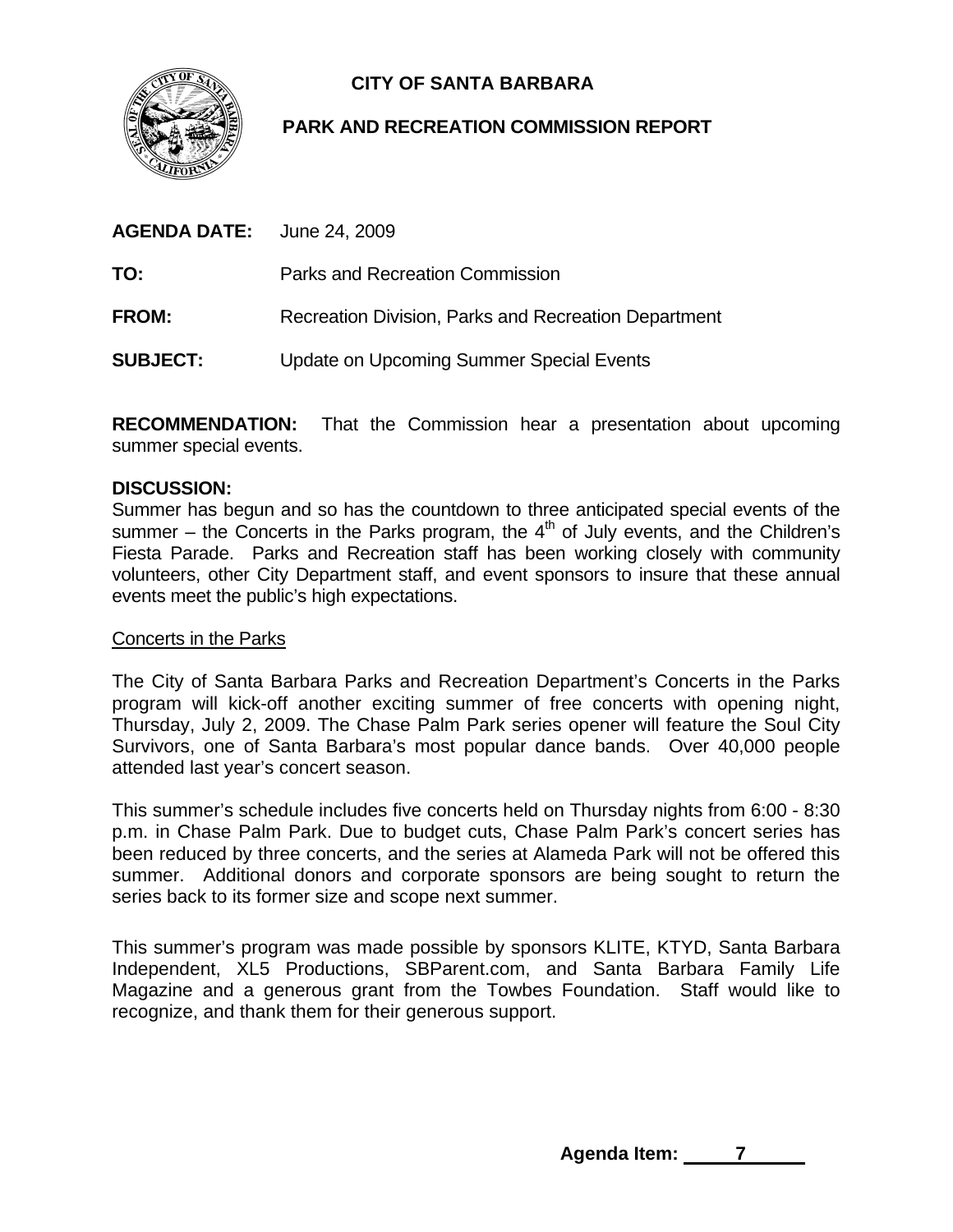# CITY OF SANTA BARBARA

## PARK AND RECREATION COMMISSION REPORT

**AGENDA DATE:** June 24, 2009

**TO:** Parks and Recreation Commission

**FROM:** Recreation Division, Parks and Recreation Department

**SUBJECT:** Update on Upcoming Summer Special Events

**RECOMMENDATION:** That the Commission hear a presentation about upcoming summer special events.

**DISCUSSION:**

Summer has begun and so has the countdown to three anticipated special events of the summer – the Concerts in the Parks program, the 4th of July events, and the Children's Fiesta Parade. Parks and Recreation staff has been working closely with community volunteers, other City Department staff, and event sponsors to insure that these annual events meet the public's high expectations.

Concerts in the Parks

The City of Santa Barbara Parks and Recreation Department's Concerts in the Parks program will kick-off another exciting summer of free concerts with opening night, Thursday, July 2, 2009. The Chase Palm Park series opener will feature the Soul City Survivors, one of Santa Barbara's most popular dance bands. Over 40,000 people attended last year's concert season.

This summer's schedule includes five concerts held on Thursday nights from 6:00 - 8:30 p.m. in Chase Palm Park. Due to budget cuts, Chase Palm Park's concert series has been reduced by three concerts, and the series at Alameda Park will not be offered this summer. Additional donors and corporate sponsors are being sought to return the series back to its former size and scope next summer.

This summer's program was made possible by sponsors KLITE, KTYD, Santa Barbara Independent, XL5 Productions, SBParent.com, and Santa Barbara Family Life Magazine and a generous grant from the Towbes Foundation. Staff would like to recognize, and thank them for their generous support.

**Agenda Item: 7**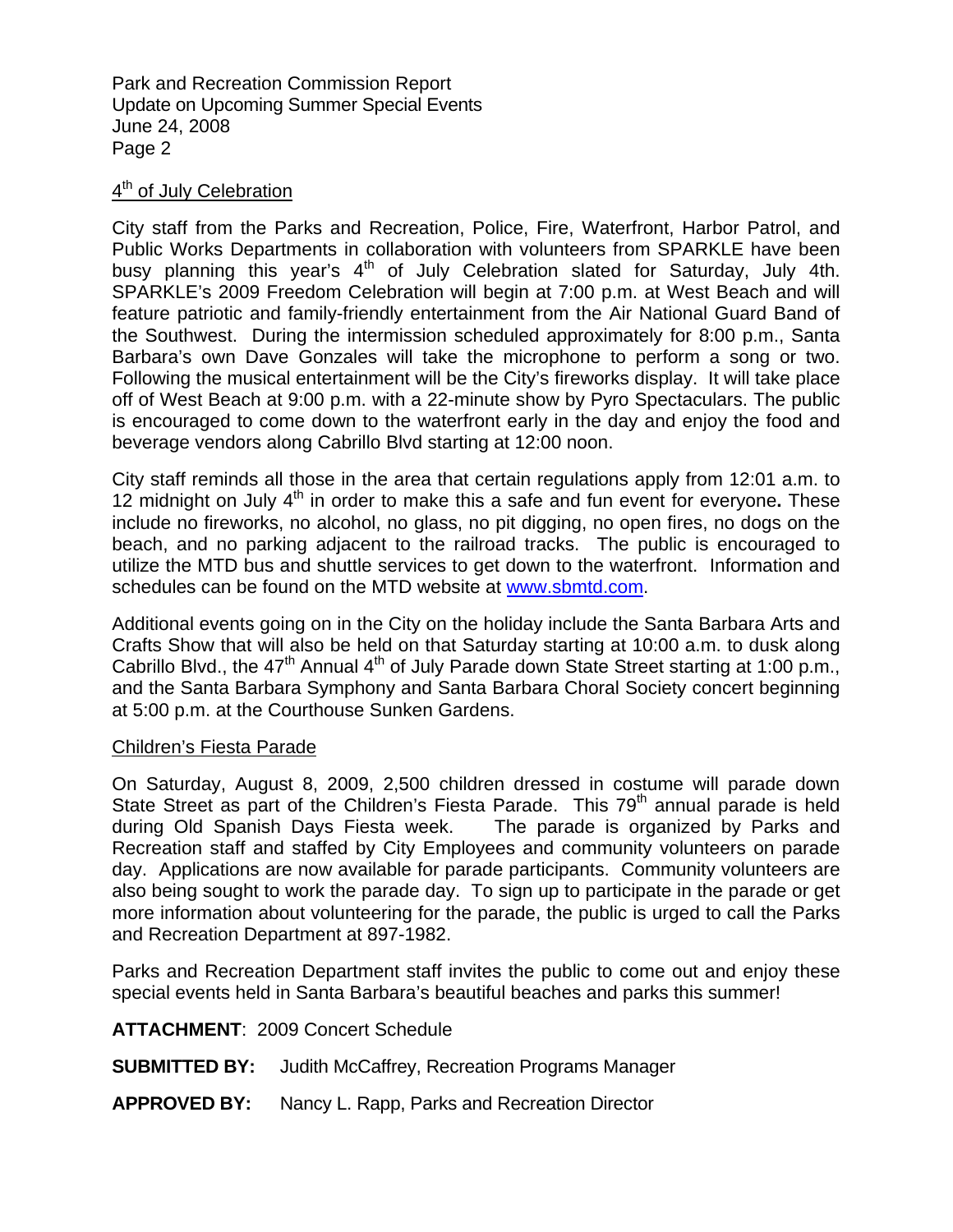## 4th of July Celebration

City staff from the Parks and Recreation, Police, Fire, Waterfront, Harbor Patrol, and Public Works Departments in collaboration with volunteers from SPARKLE have been busy planning this year's 4th of July Celebration slated for Saturday, July 4th. SPARKLE's 2009 Freedom Celebration will begin at 7:00 p.m. at West Beach and will feature patriotic and family-friendly entertainment from the Air National Guard Band of the Southwest. During the intermission scheduled approximately for 8:00 p.m., Santa Barbara's own Dave Gonzales will take the microphone to perform a song or two. Following the musical entertainment will be the City's fireworks display. It will take place off of West Beach at 9:00 p.m. with a 22-minute show by Pyro Spectaculars. The public is encouraged to come down to the waterfront early in the day and enjoy the food and beverage vendors along Cabrillo Blvd starting at 12:00 noon.

City staff reminds all those in the area that certain regulations apply from 12:01 a.m. to 12 midnight on July 4th in order to make this a safe and fun event for everyone**.** These include no fireworks, no alcohol, no glass, no pit digging, no open fires, no dogs on the beach, and no parking adjacent to the railroad tracks. The public is encouraged to utilize the MTD bus and shuttle services to get down to the waterfront. Information and schedules can be found on the MTD website at www.sbmtd.com.

Additional events going on in the City on the holiday include the Santa Barbara Arts and Crafts Show that will also be held on that Saturday starting at 10:00 a.m. to dusk along Cabrillo Blvd., the 47th Annual 4th of July Parade down State Street starting at 1:00 p.m., and the Santa Barbara Symphony and Santa Barbara Choral Society concert beginning at 5:00 p.m. at the Courthouse Sunken Gardens.

## Children's Fiesta Parade

On Saturday, August 8, 2009, 2,500 children dressed in costume will parade down State Street as part of the Children's Fiesta Parade. This 79th annual parade is held during Old Spanish Days Fiesta week. The parade is organized by Parks and Recreation staff and staffed by City Employees and community volunteers on parade day. Applications are now available for parade participants. Community volunteers are also being sought to work the parade day. To sign up to participate in the parade or get more information about volunteering for the parade, the public is urged to call the Parks and Recreation Department at 897-1982.

Parks and Recreation Department staff invites the public to come out and enjoy these special events held in Santa Barbara's beautiful beaches and parks this summer!

**ATTACHMENT**: 2009 Concert Schedule

**SUBMITTED BY:** Judith McCaffrey, Recreation Programs Manager

**APPROVED BY:** Nancy L. Rapp, Parks and Recreation Director